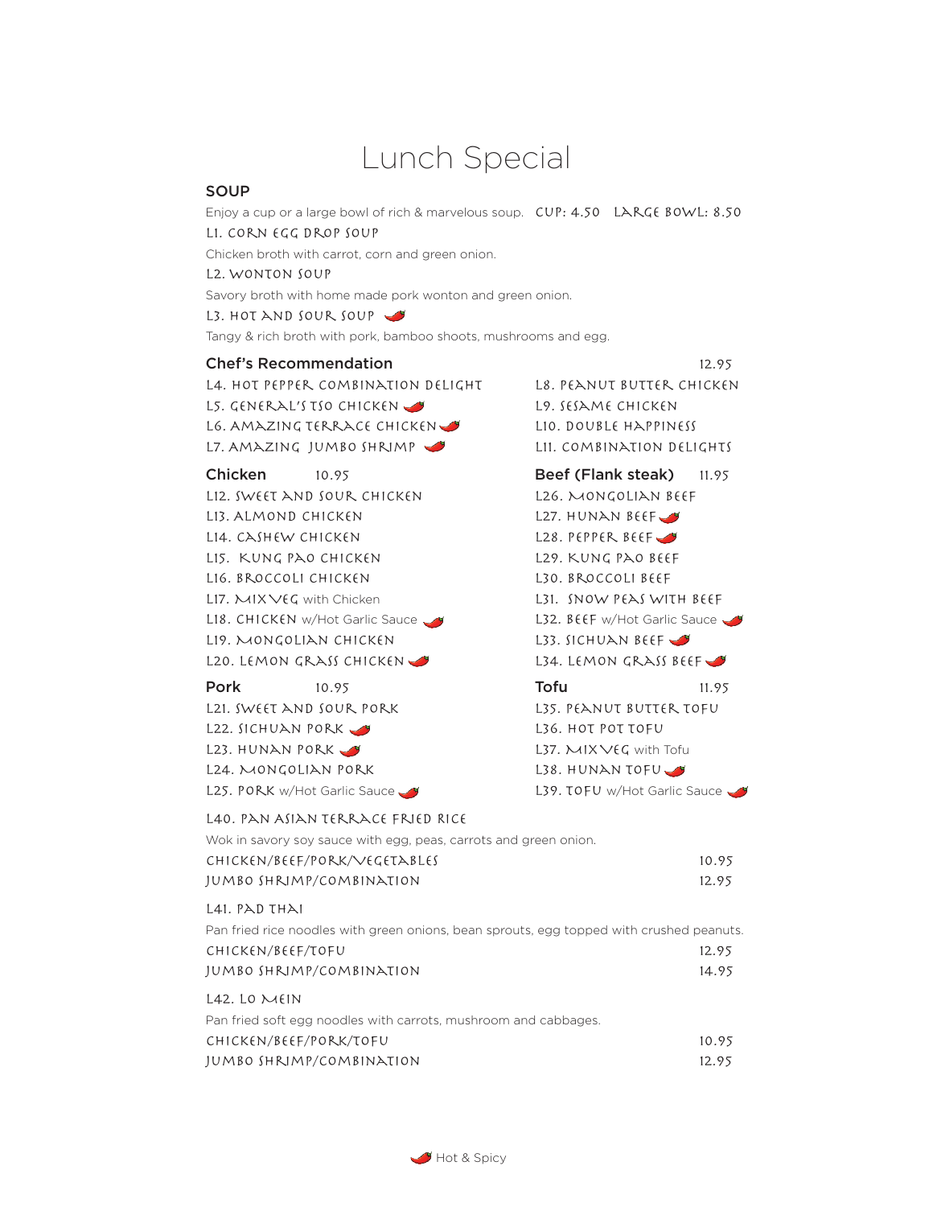# Lunch Special

## SOUP

Enjoy a cup or a large bowl of rich & marvelous soup. CUP: 4.50 LARGE BOWL: 8.50

L1. CORN EGG DROP SOUP

Chicken broth with carrot, corn and green onion.

L2. WONTON SOUP

Savory broth with home made pork wonton and green onion.

L3. HOT AND SOUR SOUP 🌶

Tangy & rich broth with pork, bamboo shoots, mushrooms and egg.

## Chef's Recommendation 12.95

- L4. HOT PEPPER COMBINATION DELIGHT
- L5. GENERAL'S TSO CHICKEN 🌶
- L6. AMAZING TERRACE CHICKEN 🌶
- L7. AMAZING JUMBO SHRIMP 🌶
- L8. PEANUT BUTTER CHICKEN
- L9. SESAME CHICKEN
- L10. DOUBLE HAPPINESS
- L11. COMBINATION DELIGHTS

## Chicken 10.95

- L12. SWEET AND SOUR CHICKEN
- L13. ALMOND CHICKEN
- L14. CASHEW CHICKEN
- L15. KUNG PAO CHICKEN
- L16. BROCCOLI CHICKEN
- L17. MIX VEG with Chicken
- L18. CHICKEN w/Hot Garlic Sauce 🌶
- L19. MONGOLIAN CHICKEN
- L20. LEMON GRASS CHICKEN 🌶

## Pork 10.95

- L21. SWEET AND SOUR PORK
- L22. SICHUAN PORK 🌶
- L23. HUNAN PORK 🌶
- L24. MONGOLIAN PORK
- L25. PORK w/Hot Garlic Sauce 🌶

## Beef (Flank steak) 11.95

- L26. MONGOLIAN BEEF
- L27. HUNAN BEEF 🌶
- L28. PEPPER BEEF 🌶
- L29. KUNG PAO BEEF
- L30. BROCCOLI BEEF
- L31. SNOW PEAS WITH BEEF
- L32. BEEF w/Hot Garlic Sauce 🌶
- L33. SICHUAN BEEF 🌶
- L34. LEMON GRASS BEEF 🌶

## Tofu 11.95

- L35. PEANUT BUTTER TOFU
- L36. HOT POT TOFU
- L37. MIX VEG with Tofu
- L38. HUNAN TOFU 🌶
- L39. TOFU w/Hot Garlic Sauce 🌶

## L40. PAN ASIAN TERRACE FRIED RICE

Wok in savory soy sauce with egg, peas, carrots and green onion.

| | |
|---|---|
| CHICKEN/BEEF/PORK/VEGETABLES | 10.95 |
| JUMBO SHRIMP/COMBINATION | 12.95 |

## L41. PAD THAI

Pan fried rice noodles with green onions, bean sprouts, egg topped with crushed peanuts.

| | |
|---|---|
| CHICKEN/BEEF/TOFU | 12.95 |
| JUMBO SHRIMP/COMBINATION | 14.95 |

## L42. LO MEIN

Pan fried soft egg noodles with carrots, mushroom and cabbages.

| | |
|---|---|
| CHICKEN/BEEF/PORK/TOFU | 10.95 |
| JUMBO SHRIMP/COMBINATION | 12.95 |

🌶 Hot & Spicy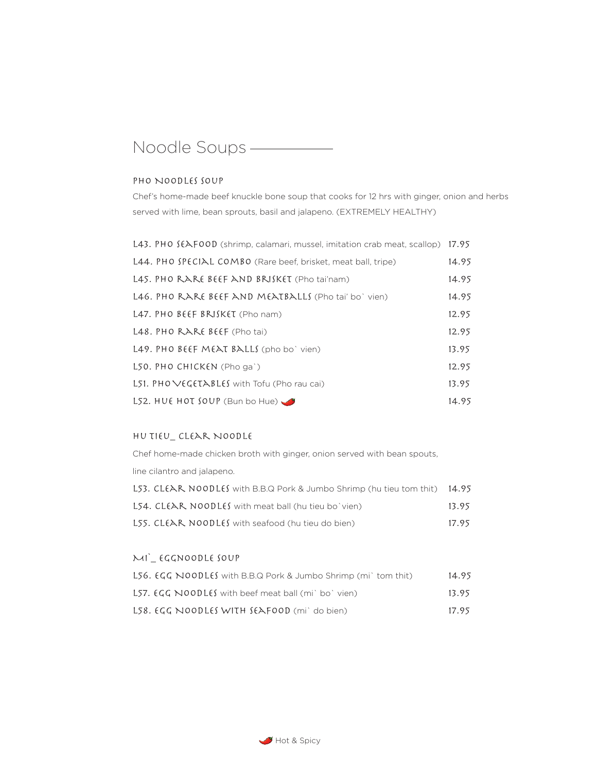# Noodle Soups

## PHO NOODLES SOUP

Chef's home-made beef knuckle bone soup that cooks for 12 hrs with ginger, onion and herbs served with lime, bean sprouts, basil and jalapeno. (EXTREMELY HEALTHY)

| Item | Price |
|---|---|
| L43. PHO SEAFOOD (shrimp, calamari, mussel, imitation crab meat, scallop) | 17.95 |
| L44. PHO SPECIAL COMBO (Rare beef, brisket, meat ball, tripe) | 14.95 |
| L45. PHO RARE BEEF AND BRISKET (Pho tai'nam) | 14.95 |
| L46. PHO RARE BEEF AND MEATBALLS (Pho tai' bo` vien) | 14.95 |
| L47. PHO BEEF BRISKET (Pho nam) | 12.95 |
| L48. PHO RARE BEEF (Pho tai) | 12.95 |
| L49. PHO BEEF MEAT BALLS (pho bo` vien) | 13.95 |
| L50. PHO CHICKEN (Pho ga`) | 12.95 |
| L51. PHO VEGETABLES with Tofu (Pho rau cai) | 13.95 |
| L52. HUE HOT SOUP (Bun bo Hue) 🌶 | 14.95 |

## HU TIEU_ CLEAR NOODLE

Chef home-made chicken broth with ginger, onion served with bean spouts, line cilantro and jalapeno.

| Item | Price |
|---|---|
| L53. CLEAR NOODLES with B.B.Q Pork & Jumbo Shrimp (hu tieu tom thit) | 14.95 |
| L54. CLEAR NOODLES with meat ball (hu tieu bo`vien) | 13.95 |
| L55. CLEAR NOODLES with seafood (hu tieu do bien) | 17.95 |

## MI`_ EGGNOODLE SOUP

| Item | Price |
|---|---|
| L56. EGG NOODLES with B.B.Q Pork & Jumbo Shrimp (mi` tom thit) | 14.95 |
| L57. EGG NOODLES with beef meat ball (mi` bo` vien) | 13.95 |
| L58. EGG NOODLES WITH SEAFOOD (mi` do bien) | 17.95 |

🌶 Hot & Spicy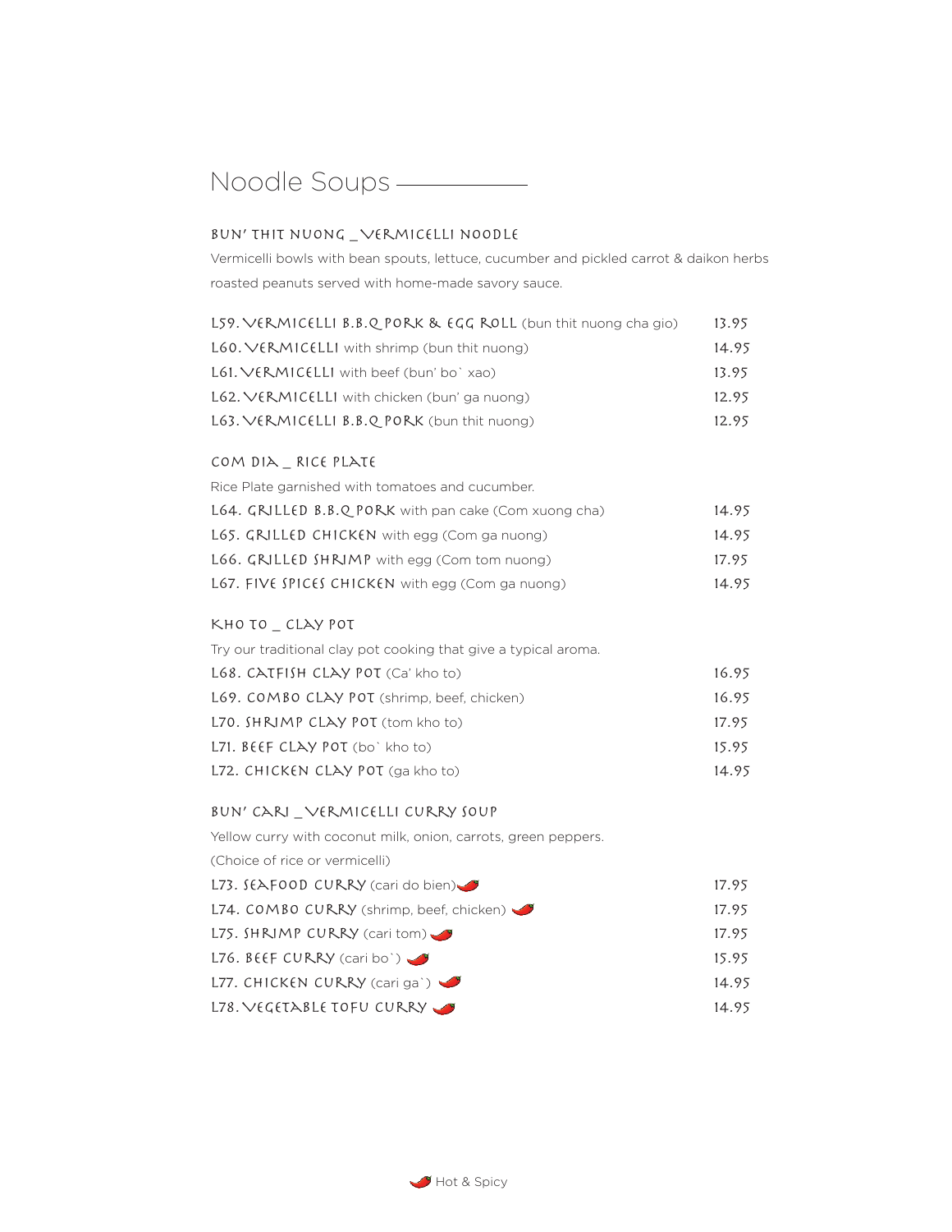# Noodle Soups

## BUN' THIT NUONG _ VERMICELLI NOODLE

Vermicelli bowls with bean spouts, lettuce, cucumber and pickled carrot & daikon herbs roasted peanuts served with home-made savory sauce.

| | |
|---|---|
| L59. VERMICELLI B.B.Q PORK & EGG ROLL (bun thit nuong cha gio) | 13.95 |
| L60. VERMICELLI with shrimp (bun thit nuong) | 14.95 |
| L61. VERMICELLI with beef (bun' bo` xao) | 13.95 |
| L62. VERMICELLI with chicken (bun' ga nuong) | 12.95 |
| L63. VERMICELLI B.B.Q PORK (bun thit nuong) | 12.95 |

## COM DIA _ RICE PLATE

Rice Plate garnished with tomatoes and cucumber.

| | |
|---|---|
| L64. GRILLED B.B.Q PORK with pan cake (Com xuong cha) | 14.95 |
| L65. GRILLED CHICKEN with egg (Com ga nuong) | 14.95 |
| L66. GRILLED SHRIMP with egg (Com tom nuong) | 17.95 |
| L67. FIVE SPICES CHICKEN with egg (Com ga nuong) | 14.95 |

## KHO TO _ CLAY POT

Try our traditional clay pot cooking that give a typical aroma.

| | |
|---|---|
| L68. CATFISH CLAY POT (Ca' kho to) | 16.95 |
| L69. COMBO CLAY POT (shrimp, beef, chicken) | 16.95 |
| L70. SHRIMP CLAY POT (tom kho to) | 17.95 |
| L71. BEEF CLAY POT (bo` kho to) | 15.95 |
| L72. CHICKEN CLAY POT (ga kho to) | 14.95 |

## BUN' CARI _ VERMICELLI CURRY SOUP

Yellow curry with coconut milk, onion, carrots, green peppers.
(Choice of rice or vermicelli)

| | |
|---|---|
| L73. SEAFOOD CURRY (cari do bien) 🌶 | 17.95 |
| L74. COMBO CURRY (shrimp, beef, chicken) 🌶 | 17.95 |
| L75. SHRIMP CURRY (cari tom) 🌶 | 17.95 |
| L76. BEEF CURRY (cari bo`) 🌶 | 15.95 |
| L77. CHICKEN CURRY (cari ga`) 🌶 | 14.95 |
| L78. VEGETABLE TOFU CURRY 🌶 | 14.95 |

🌶 Hot & Spicy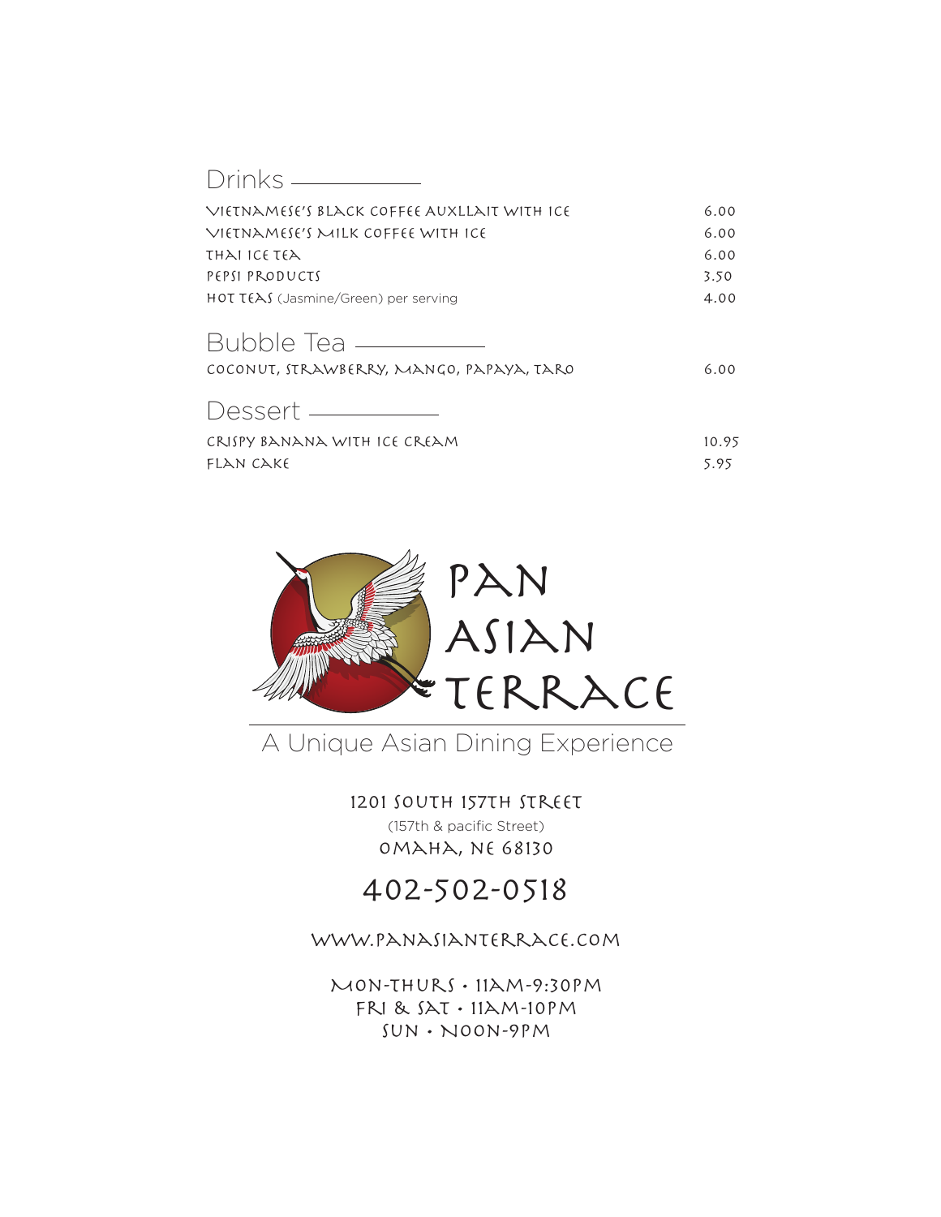## Drinks

| | |
|---|---|
| VIETNAMESE'S BLACK COFFEE AUXLLAIT WITH ICE | 6.00 |
| VIETNAMESE'S MILK COFFEE WITH ICE | 6.00 |
| THAI ICE TEA | 6.00 |
| PEPSI PRODUCTS | 3.50 |
| HOT TEAS (Jasmine/Green) per serving | 4.00 |

## Bubble Tea

| | |
|---|---|
| COCONUT, STRAWBERRY, MANGO, PAPAYA, TARO | 6.00 |

## Dessert

| | |
|---|---|
| CRISPY BANANA WITH ICE CREAM | 10.95 |
| FLAN CAKE | 5.95 |

# PAN ASIAN TERRACE

A Unique Asian Dining Experience

1201 SOUTH 157TH STREET
(157th & pacific Street)
OMAHA, NE 68130

## 402-502-0518

WWW.PANASIANTERRACE.COM

MON-THURS • 11AM-9:30PM
FRI & SAT • 11AM-10PM
SUN • NOON-9PM